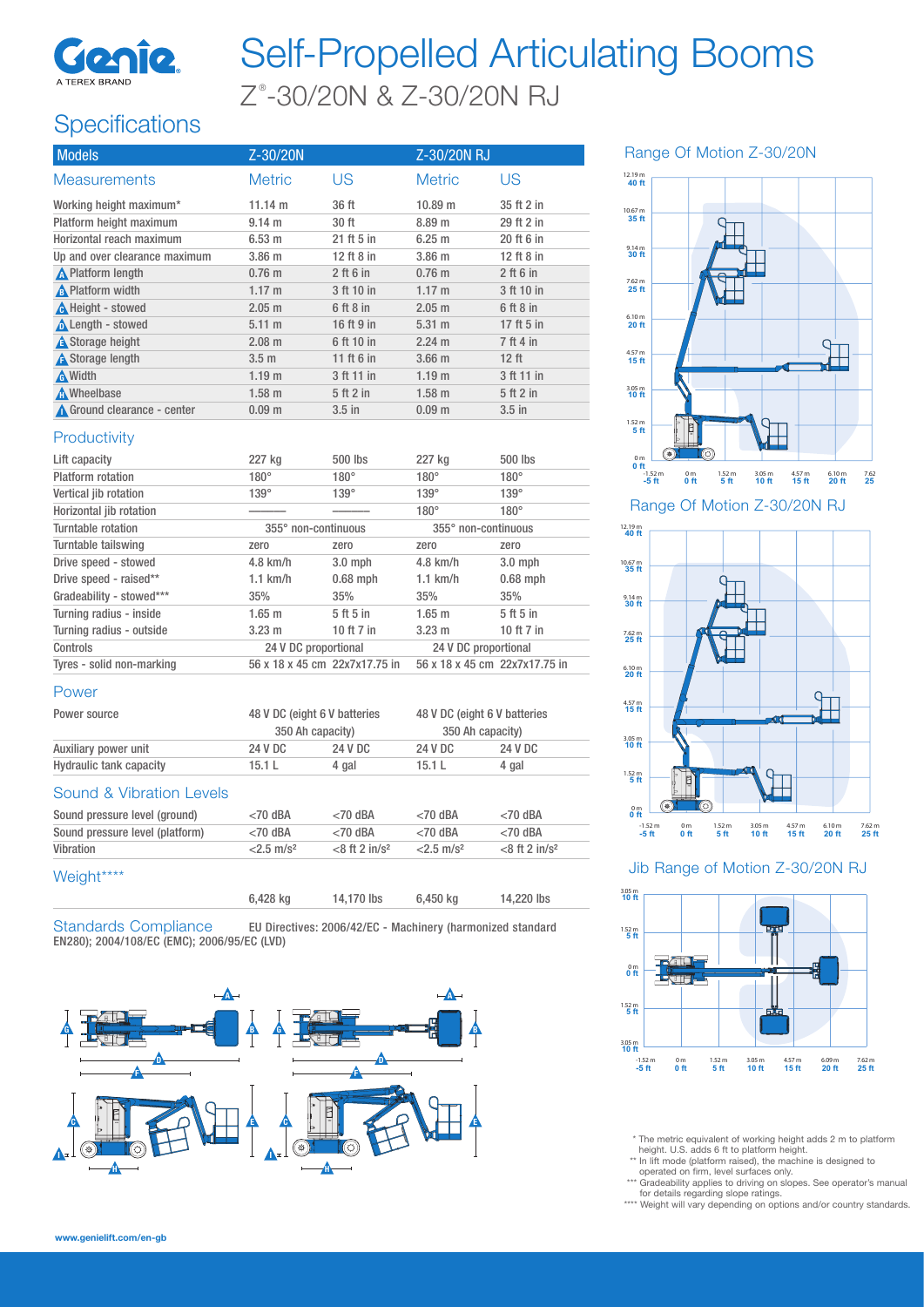# Self-Propelled Articulating Booms

## Z®-30/20N & Z-30/20N RJ

## Specifications

| Models | Z-30/20N | | Z-30/20N RJ | |
|---|---|---|---|---|
| Measurements | Metric | US | Metric | US |
| Working height maximum* | 11.14 m | 36 ft | 10.89 m | 35 ft 2 in |
| Platform height maximum | 9.14 m | 30 ft | 8.89 m | 29 ft 2 in |
| Horizontal reach maximum | 6.53 m | 21 ft 5 in | 6.25 m | 20 ft 6 in |
| Up and over clearance maximum | 3.86 m | 12 ft 8 in | 3.86 m | 12 ft 8 in |
| A Platform length | 0.76 m | 2 ft 6 in | 0.76 m | 2 ft 6 in |
| B Platform width | 1.17 m | 3 ft 10 in | 1.17 m | 3 ft 10 in |
| C Height - stowed | 2.05 m | 6 ft 8 in | 2.05 m | 6 ft 8 in |
| D Length - stowed | 5.11 m | 16 ft 9 in | 5.31 m | 17 ft 5 in |
| E Storage height | 2.08 m | 6 ft 10 in | 2.24 m | 7 ft 4 in |
| F Storage length | 3.5 m | 11 ft 6 in | 3.66 m | 12 ft |
| G Width | 1.19 m | 3 ft 11 in | 1.19 m | 3 ft 11 in |
| H Wheelbase | 1.58 m | 5 ft 2 in | 1.58 m | 5 ft 2 in |
| I Ground clearance - center | 0.09 m | 3.5 in | 0.09 m | 3.5 in |

### Productivity

| | | | | |
|---|---|---|---|---|
| Lift capacity | 227 kg | 500 lbs | 227 kg | 500 lbs |
| Platform rotation | 180° | 180° | 180° | 180° |
| Vertical jib rotation | 139° | 139° | 139° | 139° |
| Horizontal jib rotation | ——— | ——— | 180° | 180° |
| Turntable rotation | 355° non-continuous | | 355° non-continuous | |
| Turntable tailswing | zero | zero | zero | zero |
| Drive speed - stowed | 4.8 km/h | 3.0 mph | 4.8 km/h | 3.0 mph |
| Drive speed - raised** | 1.1 km/h | 0.68 mph | 1.1 km/h | 0.68 mph |
| Gradeability - stowed*** | 35% | 35% | 35% | 35% |
| Turning radius - inside | 1.65 m | 5 ft 5 in | 1.65 m | 5 ft 5 in |
| Turning radius - outside | 3.23 m | 10 ft 7 in | 3.23 m | 10 ft 7 in |
| Controls | 24 V DC proportional | | 24 V DC proportional | |
| Tyres - solid non-marking | 56 x 18 x 45 cm | 22x7x17.75 in | 56 x 18 x 45 cm | 22x7x17.75 in |

### Power

| | | | | |
|---|---|---|---|---|
| Power source | 48 V DC (eight 6 V batteries 350 Ah capacity) | | 48 V DC (eight 6 V batteries 350 Ah capacity) | |
| Auxiliary power unit | 24 V DC | 24 V DC | 24 V DC | 24 V DC |
| Hydraulic tank capacity | 15.1 L | 4 gal | 15.1 L | 4 gal |

### Sound & Vibration Levels

| | | | | |
|---|---|---|---|---|
| Sound pressure level (ground) | <70 dBA | <70 dBA | <70 dBA | <70 dBA |
| Sound pressure level (platform) | <70 dBA | <70 dBA | <70 dBA | <70 dBA |
| Vibration | <2.5 m/s² | <8 ft 2 in/s² | <2.5 m/s² | <8 ft 2 in/s² |

### Weight****

| | | | | |
|---|---|---|---|---|
| | 6,428 kg | 14,170 lbs | 6,450 kg | 14,220 lbs |

### Standards Compliance

EU Directives: 2006/42/EC - Machinery (harmonized standard EN280); 2004/108/EC (EMC); 2006/95/EC (LVD)

### Range Of Motion Z-30/20N

### Range Of Motion Z-30/20N RJ

### Jib Range of Motion Z-30/20N RJ

\* The metric equivalent of working height adds 2 m to platform height. U.S. adds 6 ft to platform height.

\*\* In lift mode (platform raised), the machine is designed to operated on firm, level surfaces only.

\*\*\* Gradeability applies to driving on slopes. See operator's manual for details regarding slope ratings.

\*\*\*\* Weight will vary depending on options and/or country standards.

www.genielift.com/en-gb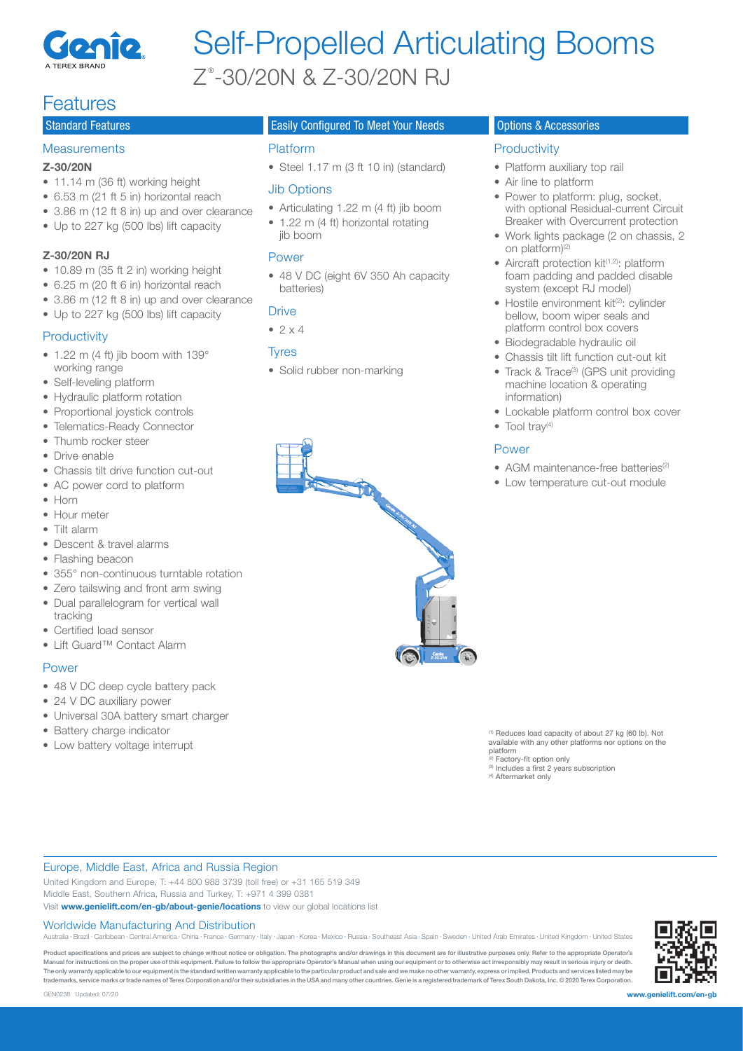# Self-Propelled Articulating Booms

## Z®-30/20N & Z-30/20N RJ

# Features

## Standard Features

### Measurements

**Z-30/20N**

- 11.14 m (36 ft) working height
- 6.53 m (21 ft 5 in) horizontal reach
- 3.86 m (12 ft 8 in) up and over clearance
- Up to 227 kg (500 lbs) lift capacity

**Z-30/20N RJ**

- 10.89 m (35 ft 2 in) working height
- 6.25 m (20 ft 6 in) horizontal reach
- 3.86 m (12 ft 8 in) up and over clearance
- Up to 227 kg (500 lbs) lift capacity

### Productivity

- 1.22 m (4 ft) jib boom with 139° working range
- Self-leveling platform
- Hydraulic platform rotation
- Proportional joystick controls
- Telematics-Ready Connector
- Thumb rocker steer
- Drive enable
- Chassis tilt drive function cut-out
- AC power cord to platform
- Horn
- Hour meter
- Tilt alarm
- Descent & travel alarms
- Flashing beacon
- 355° non-continuous turntable rotation
- Zero tailswing and front arm swing
- Dual parallelogram for vertical wall tracking
- Certified load sensor
- Lift Guard™ Contact Alarm

### Power

- 48 V DC deep cycle battery pack
- 24 V DC auxiliary power
- Universal 30A battery smart charger
- Battery charge indicator
- Low battery voltage interrupt

## Easily Configured To Meet Your Needs

### Platform

- Steel 1.17 m (3 ft 10 in) (standard)

### Jib Options

- Articulating 1.22 m (4 ft) jib boom
- 1.22 m (4 ft) horizontal rotating jib boom

### Power

- 48 V DC (eight 6V 350 Ah capacity batteries)

### Drive

- 2 x 4

### Tyres

- Solid rubber non-marking

## Options & Accessories

### Productivity

- Platform auxiliary top rail
- Air line to platform
- Power to platform: plug, socket, with optional Residual-current Circuit Breaker with Overcurrent protection
- Work lights package (2 on chassis, 2 on platform)[2]
- Aircraft protection kit[1,2]: platform foam padding and padded disable system (except RJ model)
- Hostile environment kit[2]: cylinder bellow, boom wiper seals and platform control box covers
- Biodegradable hydraulic oil
- Chassis tilt lift function cut-out kit
- Track & Trace[3] (GPS unit providing machine location & operating information)
- Lockable platform control box cover
- Tool tray[4]

### Power

- AGM maintenance-free batteries[2]
- Low temperature cut-out module

[1] Reduces load capacity of about 27 kg (60 lb). Not available with any other platforms nor options on the platform
[2] Factory-fit option only
[3] Includes a first 2 years subscription
[4] Aftermarket only

### Europe, Middle East, Africa and Russia Region

United Kingdom and Europe, T: +44 800 988 3739 (toll free) or +31 165 519 349
Middle East, Southern Africa, Russia and Turkey, T: +971 4 399 0381
Visit **www.genielift.com/en-gb/about-genie/locations** to view our global locations list

### Worldwide Manufacturing And Distribution

Australia · Brazil · Caribbean · Central America · China · France · Germany · Italy · Japan · Korea · Mexico · Russia · Southeast Asia · Spain · Sweden · United Arab Emirates · United Kingdom · United States

Product specifications and prices are subject to change without notice or obligation. The photographs and/or drawings in this document are for illustrative purposes only. Refer to the appropriate Operator's Manual for instructions on the proper use of this equipment. Failure to follow the appropriate Operator's Manual when using our equipment or to otherwise act irresponsibly may result in serious injury or death. The only warranty applicable to our equipment is the standard written warranty applicable to the particular product and sale and we make no other warranty, express or implied. Products and services listed may be trademarks, service marks or trade names of Terex Corporation and/or their subsidiaries in the USA and many other countries. Genie is a registered trademark of Terex South Dakota, Inc. © 2020 Terex Corporation.

GEN0238 Updated: 07/20

**www.genielift.com/en-gb**